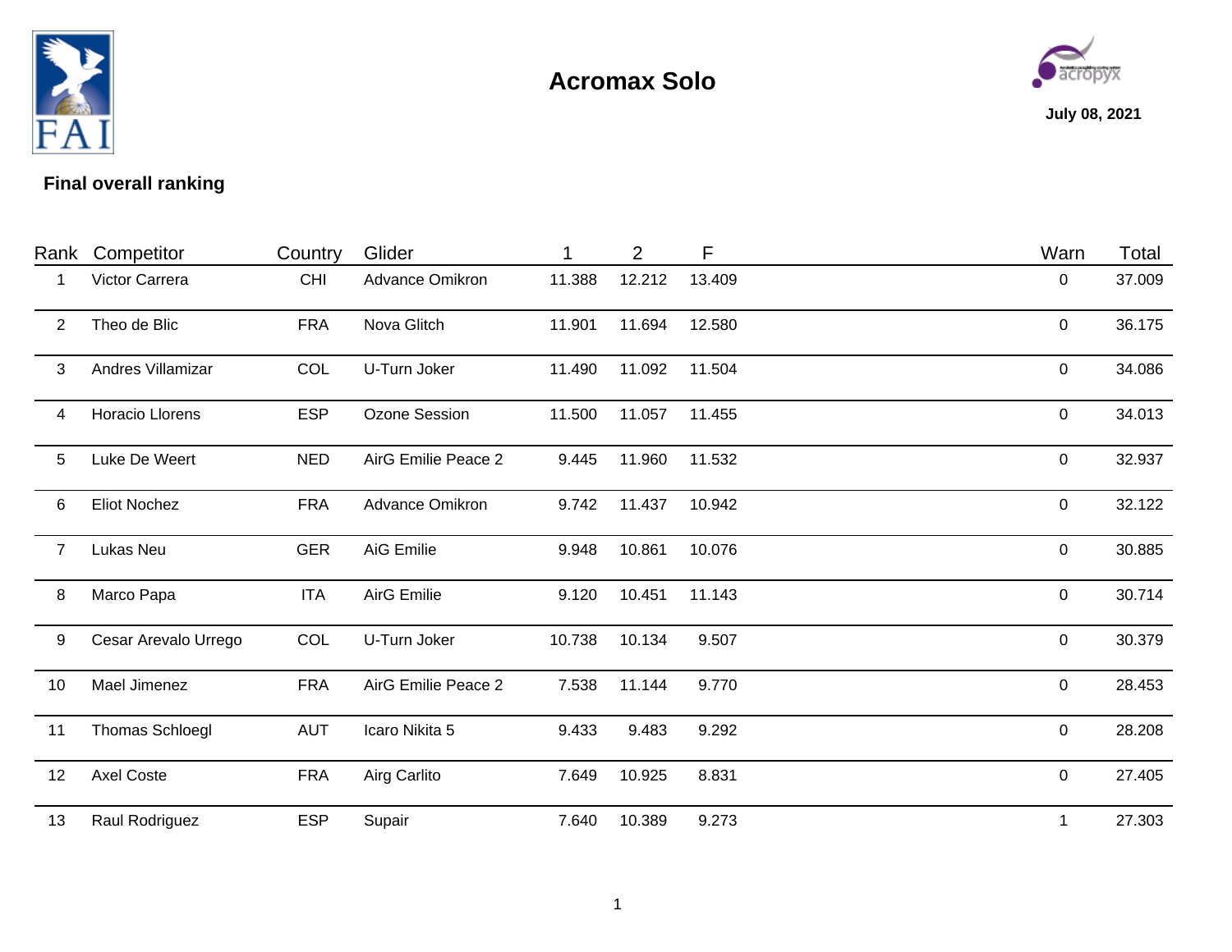# Acromax Solo

**July 08, 2021**

## Final overall ranking

| Rank | Competitor | Country | Glider | 1 | 2 | F | Warn | Total |
|---|---|---|---|---|---|---|---|---|
| 1 | Victor Carrera | CHI | Advance Omikron | 11.388 | 12.212 | 13.409 | 0 | 37.009 |
| 2 | Theo de Blic | FRA | Nova Glitch | 11.901 | 11.694 | 12.580 | 0 | 36.175 |
| 3 | Andres Villamizar | COL | U-Turn Joker | 11.490 | 11.092 | 11.504 | 0 | 34.086 |
| 4 | Horacio Llorens | ESP | Ozone Session | 11.500 | 11.057 | 11.455 | 0 | 34.013 |
| 5 | Luke De Weert | NED | AirG Emilie Peace 2 | 9.445 | 11.960 | 11.532 | 0 | 32.937 |
| 6 | Eliot Nochez | FRA | Advance Omikron | 9.742 | 11.437 | 10.942 | 0 | 32.122 |
| 7 | Lukas Neu | GER | AiG Emilie | 9.948 | 10.861 | 10.076 | 0 | 30.885 |
| 8 | Marco Papa | ITA | AirG Emilie | 9.120 | 10.451 | 11.143 | 0 | 30.714 |
| 9 | Cesar Arevalo Urrego | COL | U-Turn Joker | 10.738 | 10.134 | 9.507 | 0 | 30.379 |
| 10 | Mael Jimenez | FRA | AirG Emilie Peace 2 | 7.538 | 11.144 | 9.770 | 0 | 28.453 |
| 11 | Thomas Schloegl | AUT | Icaro Nikita 5 | 9.433 | 9.483 | 9.292 | 0 | 28.208 |
| 12 | Axel Coste | FRA | Airg Carlito | 7.649 | 10.925 | 8.831 | 0 | 27.405 |
| 13 | Raul Rodriguez | ESP | Supair | 7.640 | 10.389 | 9.273 | 1 | 27.303 |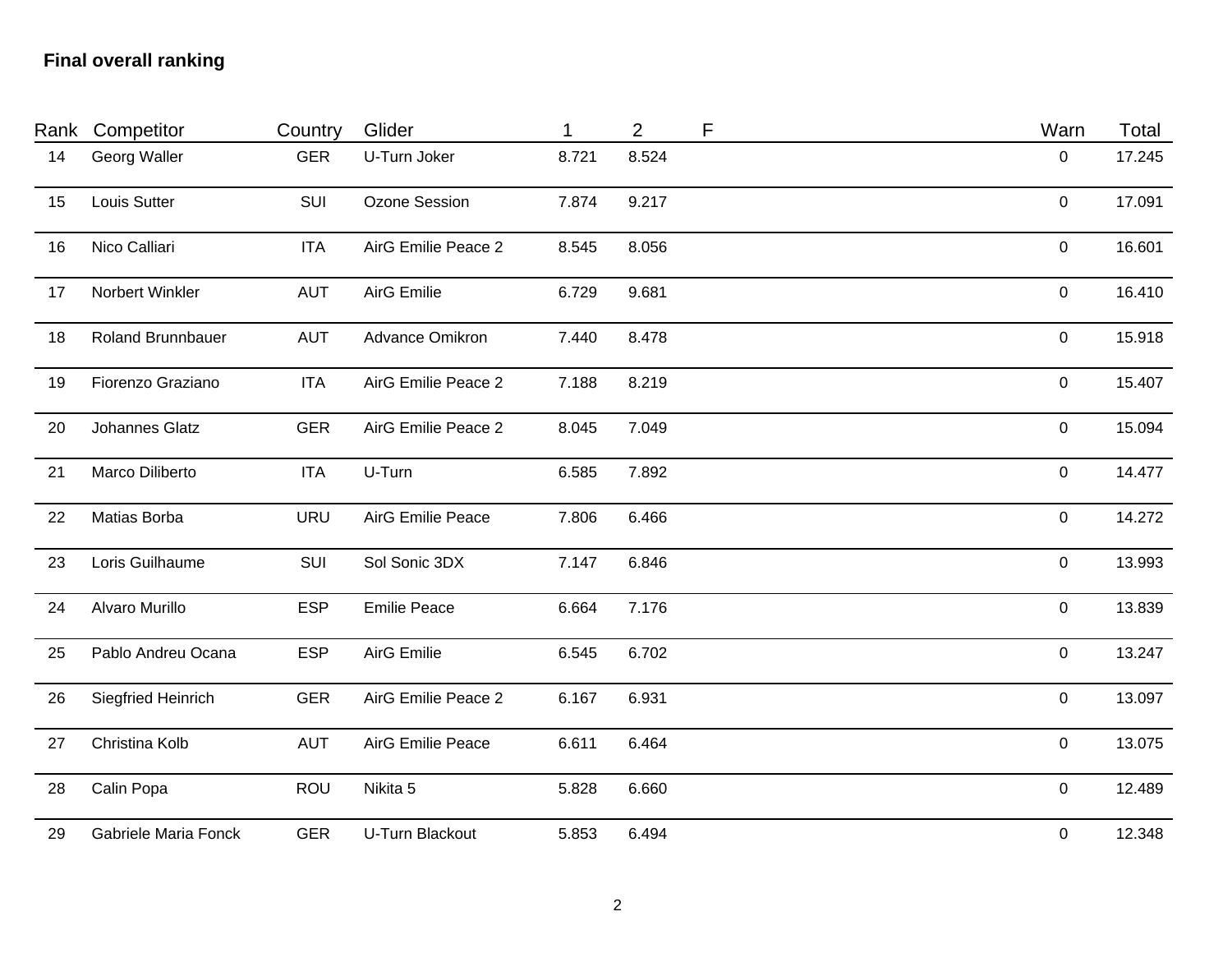**Final overall ranking**

| Rank | Competitor | Country | Glider | 1 | 2 | F | Warn | Total |
|---|---|---|---|---|---|---|---|---|
| 14 | Georg Waller | GER | U-Turn Joker | 8.721 | 8.524 | | 0 | 17.245 |
| 15 | Louis Sutter | SUI | Ozone Session | 7.874 | 9.217 | | 0 | 17.091 |
| 16 | Nico Calliari | ITA | AirG Emilie Peace 2 | 8.545 | 8.056 | | 0 | 16.601 |
| 17 | Norbert Winkler | AUT | AirG Emilie | 6.729 | 9.681 | | 0 | 16.410 |
| 18 | Roland Brunnbauer | AUT | Advance Omikron | 7.440 | 8.478 | | 0 | 15.918 |
| 19 | Fiorenzo Graziano | ITA | AirG Emilie Peace 2 | 7.188 | 8.219 | | 0 | 15.407 |
| 20 | Johannes Glatz | GER | AirG Emilie Peace 2 | 8.045 | 7.049 | | 0 | 15.094 |
| 21 | Marco Diliberto | ITA | U-Turn | 6.585 | 7.892 | | 0 | 14.477 |
| 22 | Matias Borba | URU | AirG Emilie Peace | 7.806 | 6.466 | | 0 | 14.272 |
| 23 | Loris Guilhaume | SUI | Sol Sonic 3DX | 7.147 | 6.846 | | 0 | 13.993 |
| 24 | Alvaro Murillo | ESP | Emilie Peace | 6.664 | 7.176 | | 0 | 13.839 |
| 25 | Pablo Andreu Ocana | ESP | AirG Emilie | 6.545 | 6.702 | | 0 | 13.247 |
| 26 | Siegfried Heinrich | GER | AirG Emilie Peace 2 | 6.167 | 6.931 | | 0 | 13.097 |
| 27 | Christina Kolb | AUT | AirG Emilie Peace | 6.611 | 6.464 | | 0 | 13.075 |
| 28 | Calin Popa | ROU | Nikita 5 | 5.828 | 6.660 | | 0 | 12.489 |
| 29 | Gabriele Maria Fonck | GER | U-Turn Blackout | 5.853 | 6.494 | | 0 | 12.348 |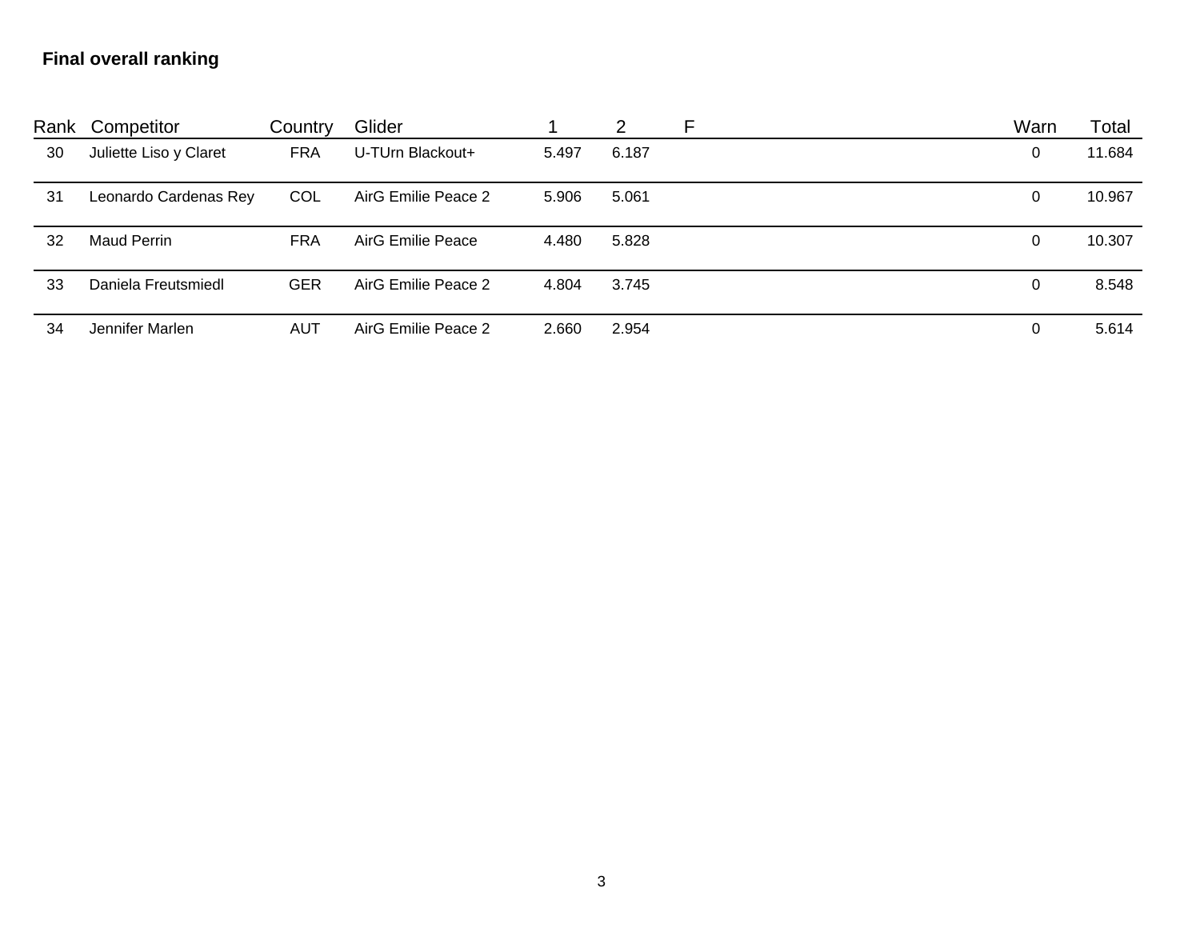**Final overall ranking**

| Rank | Competitor | Country | Glider | 1 | 2 | F | Warn | Total |
|---|---|---|---|---|---|---|---|---|
| 30 | Juliette Liso y Claret | FRA | U-TUrn Blackout+ | 5.497 | 6.187 | | 0 | 11.684 |
| 31 | Leonardo Cardenas Rey | COL | AirG Emilie Peace 2 | 5.906 | 5.061 | | 0 | 10.967 |
| 32 | Maud Perrin | FRA | AirG Emilie Peace | 4.480 | 5.828 | | 0 | 10.307 |
| 33 | Daniela Freutsmiedl | GER | AirG Emilie Peace 2 | 4.804 | 3.745 | | 0 | 8.548 |
| 34 | Jennifer Marlen | AUT | AirG Emilie Peace 2 | 2.660 | 2.954 | | 0 | 5.614 |